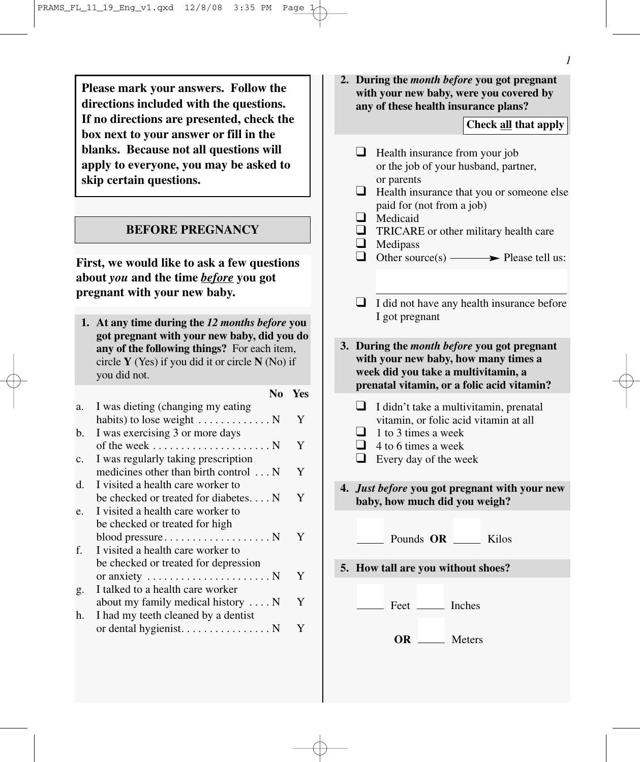**Please mark your answers. Follow the directions included with the questions. If no directions are presented, check the box next to your answer or fill in the blanks. Because not all questions will apply to everyone, you may be asked to skip certain questions.**

## BEFORE PREGNANCY

**First, we would like to ask a few questions about *you* and the time *before* you got pregnant with your new baby.**

**1. At any time during the *12 months before* you got pregnant with your new baby, did you do any of the following things?** For each item, circle **Y** (Yes) if you did it or circle **N** (No) if you did not.

| | | No | Yes |
|---|---|---|---|
| a. | I was dieting (changing my eating habits) to lose weight | N | Y |
| b. | I was exercising 3 or more days of the week | N | Y |
| c. | I was regularly taking prescription medicines other than birth control | N | Y |
| d. | I visited a health care worker to be checked or treated for diabetes | N | Y |
| e. | I visited a health care worker to be checked or treated for high blood pressure | N | Y |
| f. | I visited a health care worker to be checked or treated for depression or anxiety | N | Y |
| g. | I talked to a health care worker about my family medical history | N | Y |
| h. | I had my teeth cleaned by a dentist or dental hygienist | N | Y |

**2. During the *month before* you got pregnant with your new baby, were you covered by any of these health insurance plans?**

**Check all that apply**

- ❑ Health insurance from your job or the job of your husband, partner, or parents
- ❑ Health insurance that you or someone else paid for (not from a job)
- ❑ Medicaid
- ❑ TRICARE or other military health care
- ❑ Medipass
- ❑ Other source(s) → Please tell us: ______________________
- ❑ I did not have any health insurance before I got pregnant

**3. During the *month before* you got pregnant with your new baby, how many times a week did you take a multivitamin, a prenatal vitamin, or a folic acid vitamin?**

- ❑ I didn't take a multivitamin, prenatal vitamin, or folic acid vitamin at all
- ❑ 1 to 3 times a week
- ❑ 4 to 6 times a week
- ❑ Every day of the week

**4. *Just before* you got pregnant with your new baby, how much did you weigh?**

_____ Pounds **OR** _____ Kilos

**5. How tall are you without shoes?**

_____ Feet _____ Inches

**OR** _____ Meters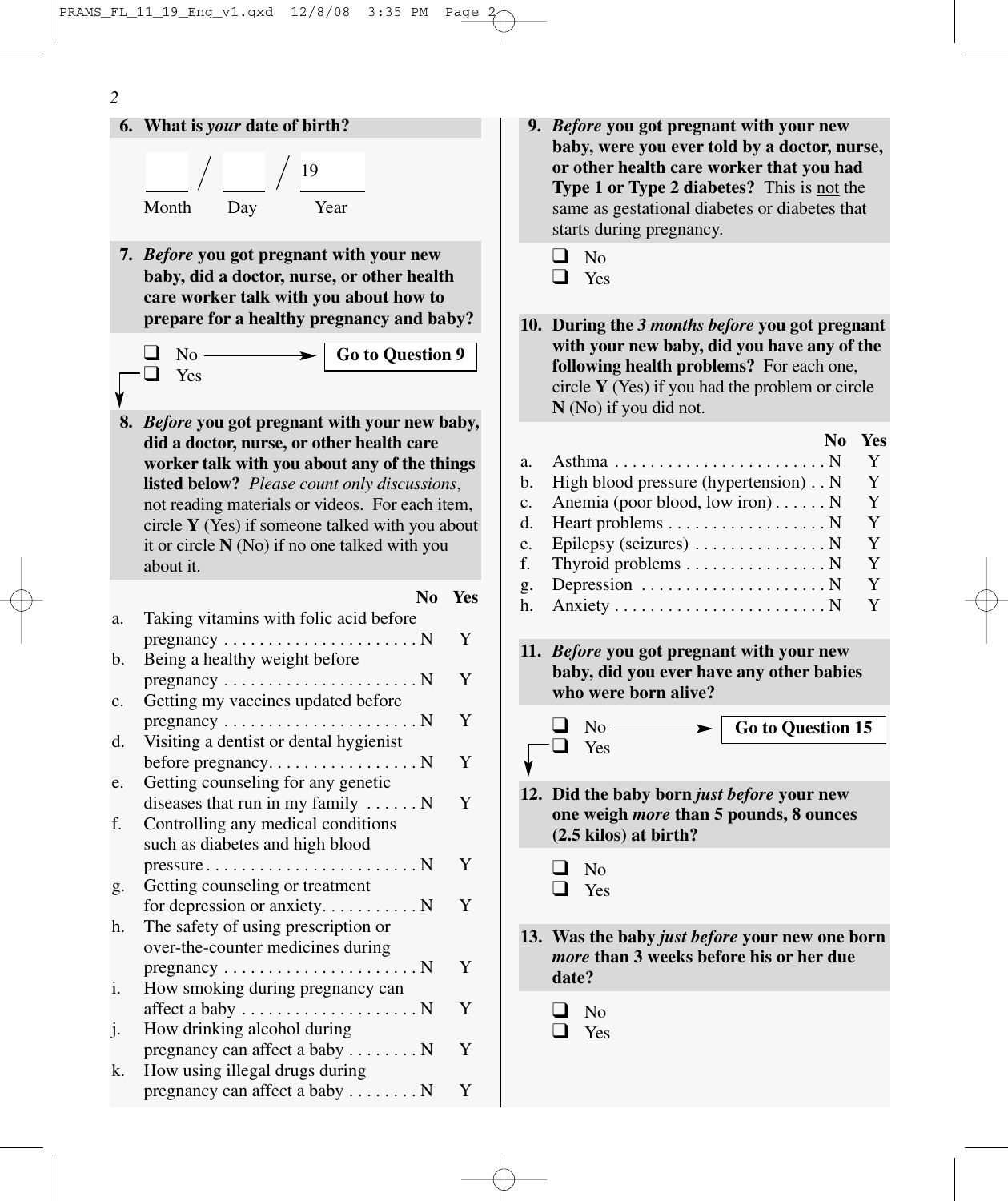**6. What is *your* date of birth?**

____ / ____ / 19____

Month  Day  Year

**7. *Before* you got pregnant with your new baby, did a doctor, nurse, or other health care worker talk with you about how to prepare for a healthy pregnancy and baby?**

❑ No → **Go to Question 9**
❑ Yes

**8. *Before* you got pregnant with your new baby, did a doctor, nurse, or other health care worker talk with you about any of the things listed below?** *Please count only discussions*, not reading materials or videos. For each item, circle **Y** (Yes) if someone talked with you about it or circle **N** (No) if no one talked with you about it.

| | | No | Yes |
|---|---|---|---|
| a. | Taking vitamins with folic acid before pregnancy | N | Y |
| b. | Being a healthy weight before pregnancy | N | Y |
| c. | Getting my vaccines updated before pregnancy | N | Y |
| d. | Visiting a dentist or dental hygienist before pregnancy | N | Y |
| e. | Getting counseling for any genetic diseases that run in my family | N | Y |
| f. | Controlling any medical conditions such as diabetes and high blood pressure | N | Y |
| g. | Getting counseling or treatment for depression or anxiety | N | Y |
| h. | The safety of using prescription or over-the-counter medicines during pregnancy | N | Y |
| i. | How smoking during pregnancy can affect a baby | N | Y |
| j. | How drinking alcohol during pregnancy can affect a baby | N | Y |
| k. | How using illegal drugs during pregnancy can affect a baby | N | Y |

**9. *Before* you got pregnant with your new baby, were you ever told by a doctor, nurse, or other health care worker that you had Type 1 or Type 2 diabetes?** This is not the same as gestational diabetes or diabetes that starts during pregnancy.

❑ No
❑ Yes

**10. During the *3 months before* you got pregnant with your new baby, did you have any of the following health problems?** For each one, circle **Y** (Yes) if you had the problem or circle **N** (No) if you did not.

| | | No | Yes |
|---|---|---|---|
| a. | Asthma | N | Y |
| b. | High blood pressure (hypertension) | N | Y |
| c. | Anemia (poor blood, low iron) | N | Y |
| d. | Heart problems | N | Y |
| e. | Epilepsy (seizures) | N | Y |
| f. | Thyroid problems | N | Y |
| g. | Depression | N | Y |
| h. | Anxiety | N | Y |

**11. *Before* you got pregnant with your new baby, did you ever have any other babies who were born alive?**

❑ No → **Go to Question 15**
❑ Yes

**12. Did the baby born *just before* your new one weigh *more* than 5 pounds, 8 ounces (2.5 kilos) at birth?**

❑ No
❑ Yes

**13. Was the baby *just before* your new one born *more* than 3 weeks before his or her due date?**

❑ No
❑ Yes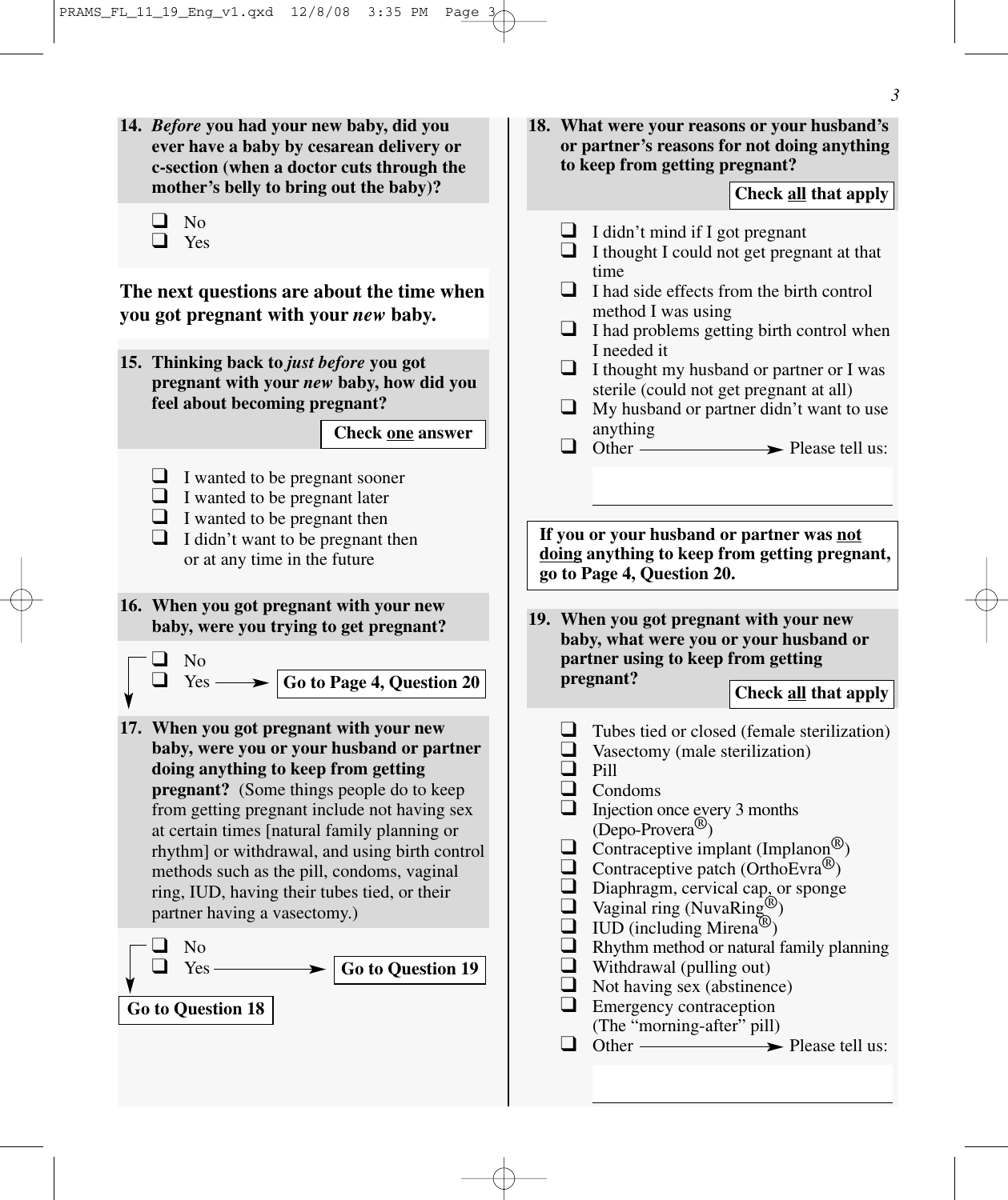**14. *Before* you had your new baby, did you ever have a baby by cesarean delivery or c-section (when a doctor cuts through the mother's belly to bring out the baby)?**

- ❑ No
- ❑ Yes

**The next questions are about the time when you got pregnant with your *new* baby.**

**15. Thinking back to *just before* you got pregnant with your *new* baby, how did you feel about becoming pregnant?**

**Check one answer**

- ❑ I wanted to be pregnant sooner
- ❑ I wanted to be pregnant later
- ❑ I wanted to be pregnant then
- ❑ I didn't want to be pregnant then or at any time in the future

**16. When you got pregnant with your new baby, were you trying to get pregnant?**

- ❑ No
- ❑ Yes → **Go to Page 4, Question 20**

**17. When you got pregnant with your new baby, were you or your husband or partner doing anything to keep from getting pregnant?** (Some things people do to keep from getting pregnant include not having sex at certain times [natural family planning or rhythm] or withdrawal, and using birth control methods such as the pill, condoms, vaginal ring, IUD, having their tubes tied, or their partner having a vasectomy.)

- ❑ No
- ❑ Yes → **Go to Question 19**

**Go to Question 18**

**18. What were your reasons or your husband's or partner's reasons for not doing anything to keep from getting pregnant?**

**Check all that apply**

- ❑ I didn't mind if I got pregnant
- ❑ I thought I could not get pregnant at that time
- ❑ I had side effects from the birth control method I was using
- ❑ I had problems getting birth control when I needed it
- ❑ I thought my husband or partner or I was sterile (could not get pregnant at all)
- ❑ My husband or partner didn't want to use anything
- ❑ Other → Please tell us: ____________________

**If you or your husband or partner was not doing anything to keep from getting pregnant, go to Page 4, Question 20.**

**19. When you got pregnant with your new baby, what were you or your husband or partner using to keep from getting pregnant?**

**Check all that apply**

- ❑ Tubes tied or closed (female sterilization)
- ❑ Vasectomy (male sterilization)
- ❑ Pill
- ❑ Condoms
- ❑ Injection once every 3 months (Depo-Provera®)
- ❑ Contraceptive implant (Implanon®)
- ❑ Contraceptive patch (OrthoEvra®)
- ❑ Diaphragm, cervical cap, or sponge
- ❑ Vaginal ring (NuvaRing®)
- ❑ IUD (including Mirena®)
- ❑ Rhythm method or natural family planning
- ❑ Withdrawal (pulling out)
- ❑ Not having sex (abstinence)
- ❑ Emergency contraception (The "morning-after" pill)
- ❑ Other → Please tell us: ____________________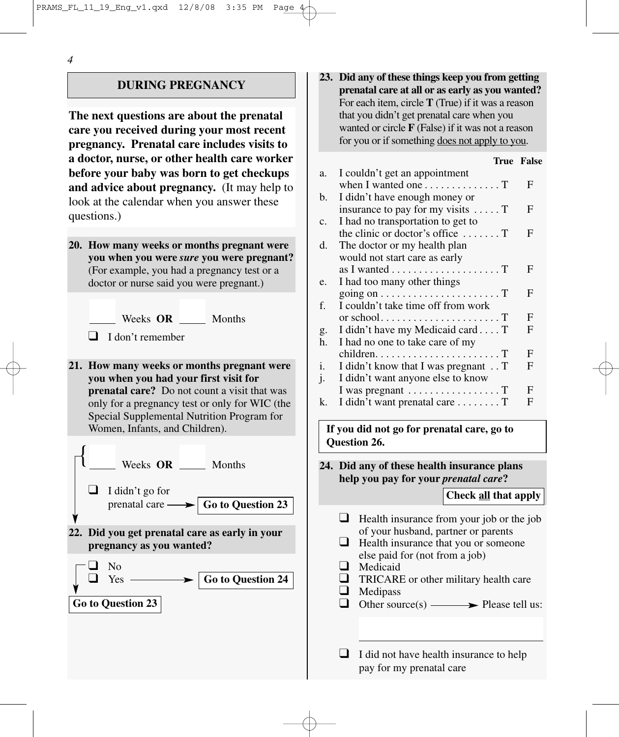## DURING PREGNANCY

**The next questions are about the prenatal care you received during your most recent pregnancy. Prenatal care includes visits to a doctor, nurse, or other health care worker before your baby was born to get checkups and advice about pregnancy.** (It may help to look at the calendar when you answer these questions.)

**20. How many weeks or months pregnant were you when you were *sure* you were pregnant?** (For example, you had a pregnancy test or a doctor or nurse said you were pregnant.)

_____ Weeks **OR** _____ Months

❑ I don't remember

**21. How many weeks or months pregnant were you when you had your first visit for prenatal care?** Do not count a visit that was only for a pregnancy test or only for WIC (the Special Supplemental Nutrition Program for Women, Infants, and Children).

_____ Weeks **OR** _____ Months

❑ I didn't go for prenatal care → **Go to Question 23**

**22. Did you get prenatal care as early in your pregnancy as you wanted?**

❑ No → **Go to Question 23**
❑ Yes → **Go to Question 24**

**23. Did any of these things keep you from getting prenatal care at all or as early as you wanted?** For each item, circle **T** (True) if it was a reason that you didn't get prenatal care when you wanted or circle **F** (False) if it was not a reason for you or if something <u>does not apply to you</u>.

| | | True | False |
|---|---|---|---|
| a. | I couldn't get an appointment when I wanted one | T | F |
| b. | I didn't have enough money or insurance to pay for my visits | T | F |
| c. | I had no transportation to get to the clinic or doctor's office | T | F |
| d. | The doctor or my health plan would not start care as early as I wanted | T | F |
| e. | I had too many other things going on | T | F |
| f. | I couldn't take time off from work or school | T | F |
| g. | I didn't have my Medicaid card | T | F |
| h. | I had no one to take care of my children | T | F |
| i. | I didn't know that I was pregnant | T | F |
| j. | I didn't want anyone else to know I was pregnant | T | F |
| k. | I didn't want prenatal care | T | F |

**If you did not go for prenatal care, go to Question 26.**

**24. Did any of these health insurance plans help you pay for your *prenatal care*?**

**Check <u>all</u> that apply**

❑ Health insurance from your job or the job of your husband, partner or parents
❑ Health insurance that you or someone else paid for (not from a job)
❑ Medicaid
❑ TRICARE or other military health care
❑ Medipass
❑ Other source(s) → Please tell us:

_______________________________

❑ I did not have health insurance to help pay for my prenatal care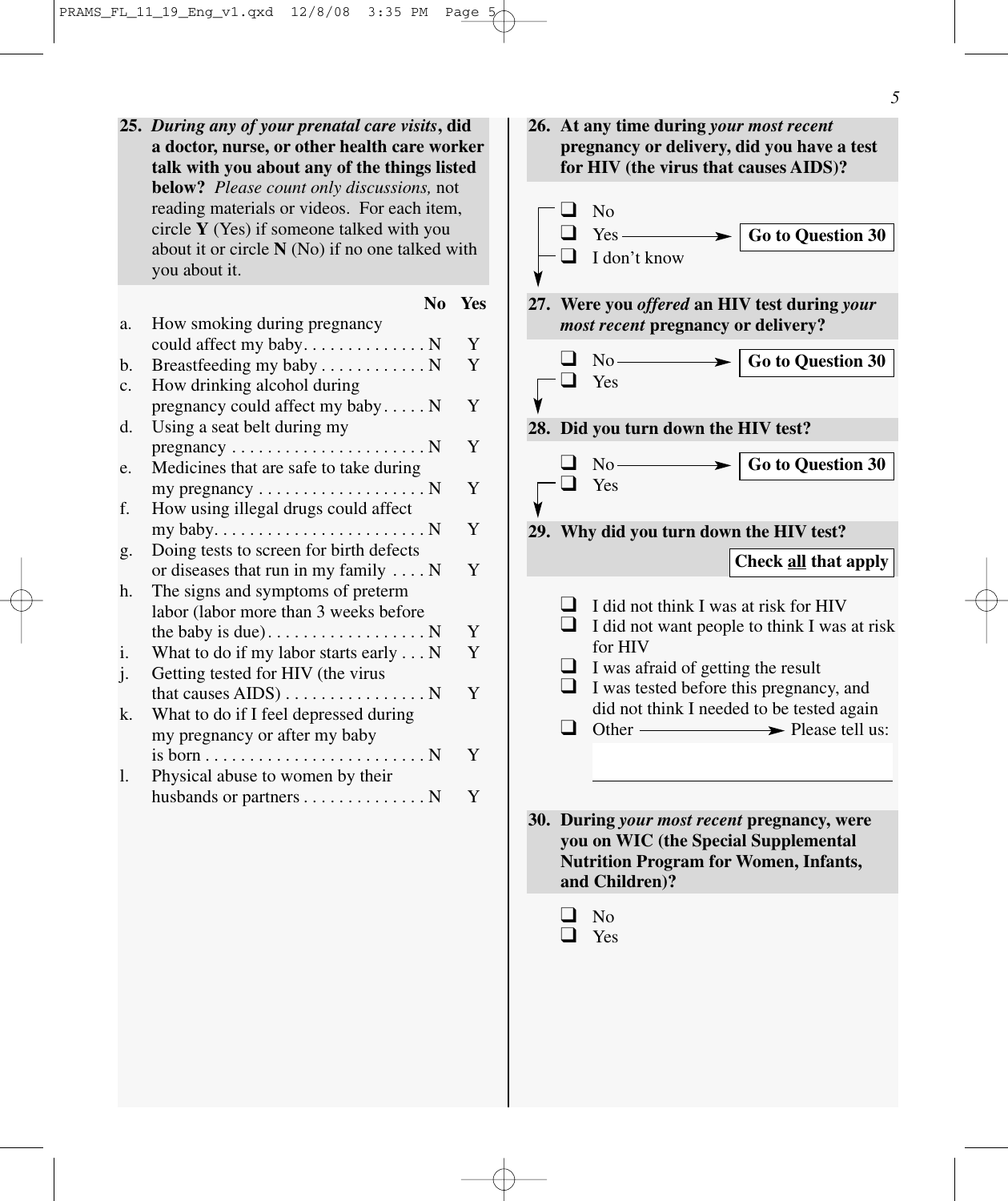**25.** ***During any of your prenatal care visits*, did a doctor, nurse, or other health care worker talk with you about any of the things listed below?** *Please count only discussions,* not reading materials or videos. For each item, circle **Y** (Yes) if someone talked with you about it or circle **N** (No) if no one talked with you about it.

| | | No | Yes |
|---|---|---|---|
| a. | How smoking during pregnancy could affect my baby | N | Y |
| b. | Breastfeeding my baby | N | Y |
| c. | How drinking alcohol during pregnancy could affect my baby | N | Y |
| d. | Using a seat belt during my pregnancy | N | Y |
| e. | Medicines that are safe to take during my pregnancy | N | Y |
| f. | How using illegal drugs could affect my baby | N | Y |
| g. | Doing tests to screen for birth defects or diseases that run in my family | N | Y |
| h. | The signs and symptoms of preterm labor (labor more than 3 weeks before the baby is due) | N | Y |
| i. | What to do if my labor starts early | N | Y |
| j. | Getting tested for HIV (the virus that causes AIDS) | N | Y |
| k. | What to do if I feel depressed during my pregnancy or after my baby is born | N | Y |
| l. | Physical abuse to women by their husbands or partners | N | Y |

**26. At any time during *your most recent* pregnancy or delivery, did you have a test for HIV (the virus that causes AIDS)?**

- ❑ No
- ❑ Yes → **Go to Question 30**
- ❑ I don't know

**27. Were you *offered* an HIV test during *your most recent* pregnancy or delivery?**

- ❑ No → **Go to Question 30**
- ❑ Yes

**28. Did you turn down the HIV test?**

- ❑ No → **Go to Question 30**
- ❑ Yes

**29. Why did you turn down the HIV test?**

**Check all that apply**

- ❑ I did not think I was at risk for HIV
- ❑ I did not want people to think I was at risk for HIV
- ❑ I was afraid of getting the result
- ❑ I was tested before this pregnancy, and did not think I needed to be tested again
- ❑ Other → Please tell us: ______________________

**30. During *your most recent* pregnancy, were you on WIC (the Special Supplemental Nutrition Program for Women, Infants, and Children)?**

- ❑ No
- ❑ Yes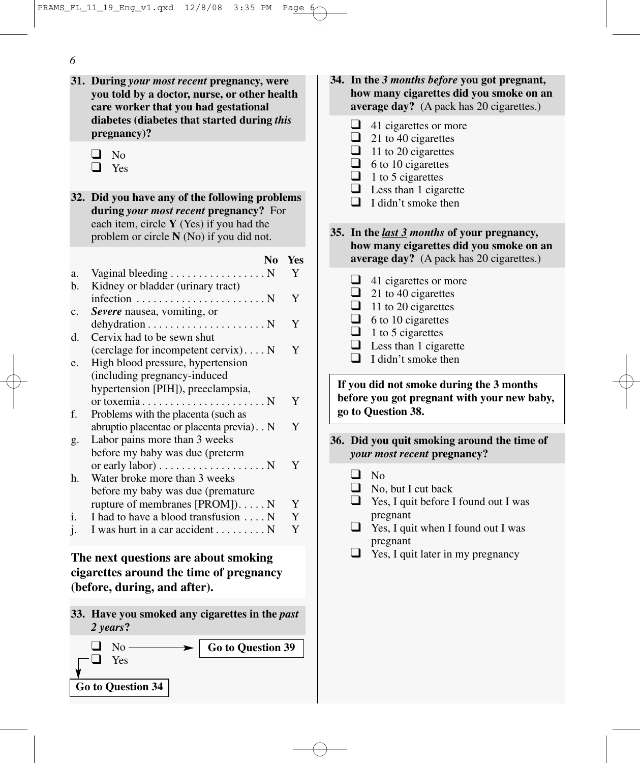**31. During *your most recent* pregnancy, were you told by a doctor, nurse, or other health care worker that you had gestational diabetes (diabetes that started during *this* pregnancy)?**

- ❑ No
- ❑ Yes

**32. Did you have any of the following problems during *your most recent* pregnancy?** For each item, circle **Y** (Yes) if you had the problem or circle **N** (No) if you did not.

| | | No | Yes |
|---|---|---|---|
| a. | Vaginal bleeding | N | Y |
| b. | Kidney or bladder (urinary tract) infection | N | Y |
| c. | ***Severe*** nausea, vomiting, or dehydration | N | Y |
| d. | Cervix had to be sewn shut (cerclage for incompetent cervix) | N | Y |
| e. | High blood pressure, hypertension (including pregnancy-induced hypertension [PIH]), preeclampsia, or toxemia | N | Y |
| f. | Problems with the placenta (such as abruptio placentae or placenta previa) | N | Y |
| g. | Labor pains more than 3 weeks before my baby was due (preterm or early labor) | N | Y |
| h. | Water broke more than 3 weeks before my baby was due (premature rupture of membranes [PROM]) | N | Y |
| i. | I had to have a blood transfusion | N | Y |
| j. | I was hurt in a car accident | N | Y |

**The next questions are about smoking cigarettes around the time of pregnancy (before, during, and after).**

**33. Have you smoked any cigarettes in the *past 2 years*?**

- ❑ No → **Go to Question 39**
- ❑ Yes → **Go to Question 34**

**34. In the *3 months before* you got pregnant, how many cigarettes did you smoke on an average day?** (A pack has 20 cigarettes.)

- ❑ 41 cigarettes or more
- ❑ 21 to 40 cigarettes
- ❑ 11 to 20 cigarettes
- ❑ 6 to 10 cigarettes
- ❑ 1 to 5 cigarettes
- ❑ Less than 1 cigarette
- ❑ I didn't smoke then

**35. In the *last 3 months* of your pregnancy, how many cigarettes did you smoke on an average day?** (A pack has 20 cigarettes.)

- ❑ 41 cigarettes or more
- ❑ 21 to 40 cigarettes
- ❑ 11 to 20 cigarettes
- ❑ 6 to 10 cigarettes
- ❑ 1 to 5 cigarettes
- ❑ Less than 1 cigarette
- ❑ I didn't smoke then

**If you did not smoke during the 3 months before you got pregnant with your new baby, go to Question 38.**

**36. Did you quit smoking around the time of *your most recent* pregnancy?**

- ❑ No
- ❑ No, but I cut back
- ❑ Yes, I quit before I found out I was pregnant
- ❑ Yes, I quit when I found out I was pregnant
- ❑ Yes, I quit later in my pregnancy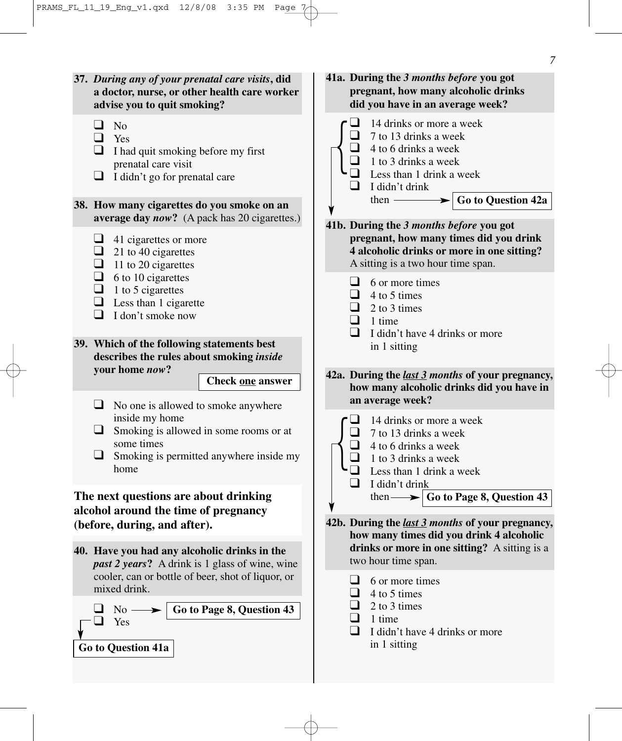**37.** ***During any of your prenatal care visits*****, did a doctor, nurse, or other health care worker advise you to quit smoking?**

- ❑ No
- ❑ Yes
- ❑ I had quit smoking before my first prenatal care visit
- ❑ I didn't go for prenatal care

**38. How many cigarettes do you smoke on an average day *now*?** (A pack has 20 cigarettes.)

- ❑ 41 cigarettes or more
- ❑ 21 to 40 cigarettes
- ❑ 11 to 20 cigarettes
- ❑ 6 to 10 cigarettes
- ❑ 1 to 5 cigarettes
- ❑ Less than 1 cigarette
- ❑ I don't smoke now

**39. Which of the following statements best describes the rules about smoking *inside* your home *now*?**

**Check one answer**

- ❑ No one is allowed to smoke anywhere inside my home
- ❑ Smoking is allowed in some rooms or at some times
- ❑ Smoking is permitted anywhere inside my home

**The next questions are about drinking alcohol around the time of pregnancy (before, during, and after).**

**40. Have you had any alcoholic drinks in the *past 2 years*?** A drink is 1 glass of wine, wine cooler, can or bottle of beer, shot of liquor, or mixed drink.

- ❑ No → **Go to Page 8, Question 43**
- ❑ Yes

**Go to Question 41a**

**41a. During the *3 months before* you got pregnant, how many alcoholic drinks did you have in an average week?**

- ❑ 14 drinks or more a week
- ❑ 7 to 13 drinks a week
- ❑ 4 to 6 drinks a week
- ❑ 1 to 3 drinks a week
- ❑ Less than 1 drink a week
- ❑ I didn't drink then → **Go to Question 42a**

**41b. During the *3 months before* you got pregnant, how many times did you drink 4 alcoholic drinks or more in one sitting?** A sitting is a two hour time span.

- ❑ 6 or more times
- ❑ 4 to 5 times
- ❑ 2 to 3 times
- ❑ 1 time
- ❑ I didn't have 4 drinks or more in 1 sitting

**42a. During the *last 3 months* of your pregnancy, how many alcoholic drinks did you have in an average week?**

- ❑ 14 drinks or more a week
- ❑ 7 to 13 drinks a week
- ❑ 4 to 6 drinks a week
- ❑ 1 to 3 drinks a week
- ❑ Less than 1 drink a week
- ❑ I didn't drink then → **Go to Page 8, Question 43**

**42b. During the *last 3 months* of your pregnancy, how many times did you drink 4 alcoholic drinks or more in one sitting?** A sitting is a two hour time span.

- ❑ 6 or more times
- ❑ 4 to 5 times
- ❑ 2 to 3 times
- ❑ 1 time
- ❑ I didn't have 4 drinks or more in 1 sitting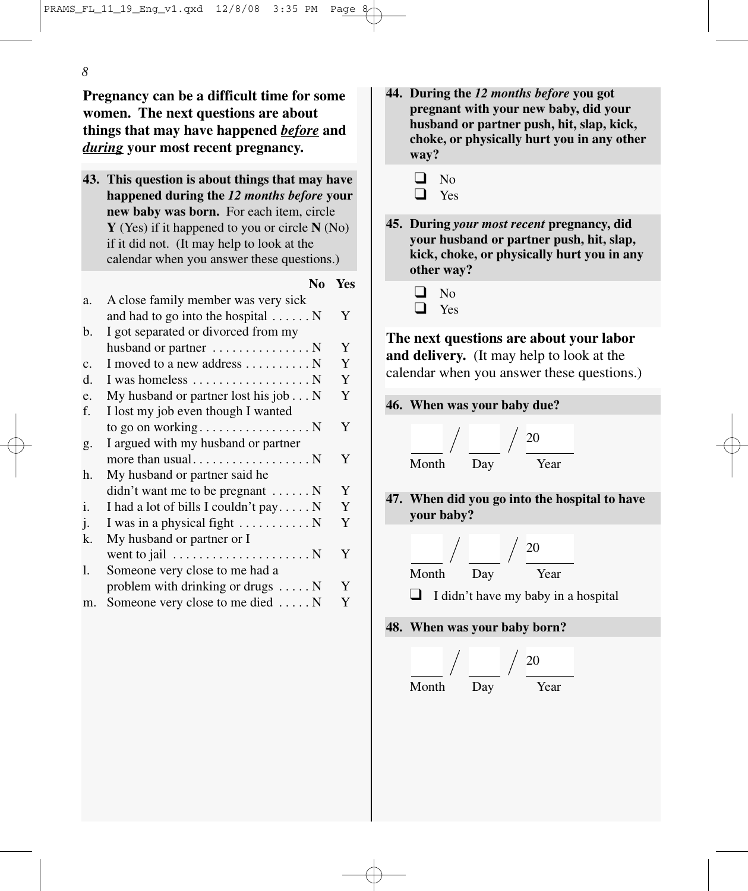**Pregnancy can be a difficult time for some women. The next questions are about things that may have happened _before_ and _during_ your most recent pregnancy.**

**43. This question is about things that may have happened during the *12 months before* your new baby was born.** For each item, circle **Y** (Yes) if it happened to you or circle **N** (No) if it did not. (It may help to look at the calendar when you answer these questions.)

| | | No | Yes |
|---|---|---|---|
| a. | A close family member was very sick and had to go into the hospital | N | Y |
| b. | I got separated or divorced from my husband or partner | N | Y |
| c. | I moved to a new address | N | Y |
| d. | I was homeless | N | Y |
| e. | My husband or partner lost his job | N | Y |
| f. | I lost my job even though I wanted to go on working | N | Y |
| g. | I argued with my husband or partner more than usual | N | Y |
| h. | My husband or partner said he didn't want me to be pregnant | N | Y |
| i. | I had a lot of bills I couldn't pay | N | Y |
| j. | I was in a physical fight | N | Y |
| k. | My husband or partner or I went to jail | N | Y |
| l. | Someone very close to me had a problem with drinking or drugs | N | Y |
| m. | Someone very close to me died | N | Y |

**44. During the *12 months before* you got pregnant with your new baby, did your husband or partner push, hit, slap, kick, choke, or physically hurt you in any other way?**

- ❑ No
- ❑ Yes

**45. During *your most recent* pregnancy, did your husband or partner push, hit, slap, kick, choke, or physically hurt you in any other way?**

- ❑ No
- ❑ Yes

**The next questions are about your labor and delivery.** (It may help to look at the calendar when you answer these questions.)

**46. When was your baby due?**

\_\_\_\_ / \_\_\_\_ / 20\_\_\_\_

Month Day Year

**47. When did you go into the hospital to have your baby?**

\_\_\_\_ / \_\_\_\_ / 20\_\_\_\_

Month Day Year

- ❑ I didn't have my baby in a hospital

**48. When was your baby born?**

\_\_\_\_ / \_\_\_\_ / 20\_\_\_\_

Month Day Year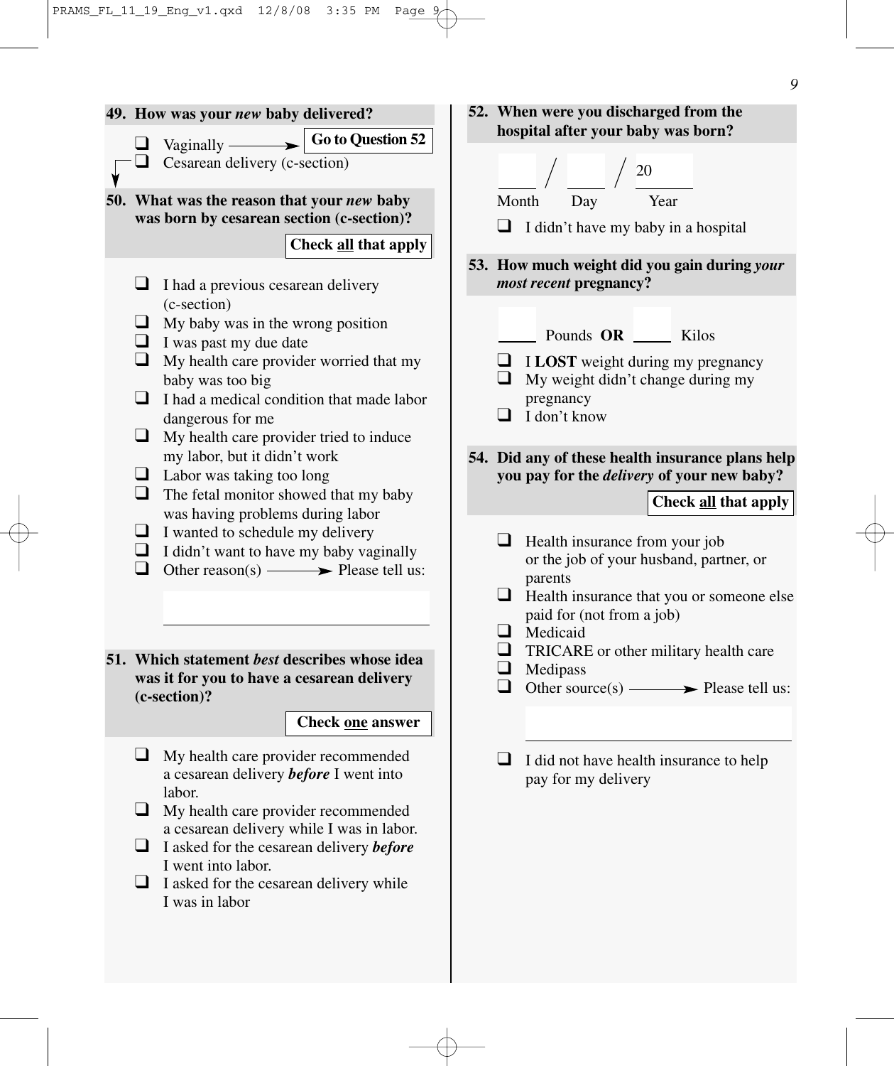**49. How was your *new* baby delivered?**

- ❑ Vaginally → **Go to Question 52**
- ❑ Cesarean delivery (c-section)

**50. What was the reason that your *new* baby was born by cesarean section (c-section)?**

**Check all that apply**

- ❑ I had a previous cesarean delivery (c-section)
- ❑ My baby was in the wrong position
- ❑ I was past my due date
- ❑ My health care provider worried that my baby was too big
- ❑ I had a medical condition that made labor dangerous for me
- ❑ My health care provider tried to induce my labor, but it didn't work
- ❑ Labor was taking too long
- ❑ The fetal monitor showed that my baby was having problems during labor
- ❑ I wanted to schedule my delivery
- ❑ I didn't want to have my baby vaginally
- ❑ Other reason(s) → Please tell us:

\_\_\_\_\_\_\_\_\_\_\_\_\_\_\_\_\_\_\_\_\_\_\_\_\_\_\_\_\_\_

**51. Which statement *best* describes whose idea was it for you to have a cesarean delivery (c-section)?**

**Check one answer**

- ❑ My health care provider recommended a cesarean delivery ***before*** I went into labor.
- ❑ My health care provider recommended a cesarean delivery while I was in labor.
- ❑ I asked for the cesarean delivery ***before*** I went into labor.
- ❑ I asked for the cesarean delivery while I was in labor

**52. When were you discharged from the hospital after your baby was born?**

\_\_\_\_ / \_\_\_\_ / 20\_\_\_\_

Month Day Year

- ❑ I didn't have my baby in a hospital

**53. How much weight did you gain during *your most recent* pregnancy?**

\_\_\_\_\_ Pounds **OR** \_\_\_\_\_ Kilos

- ❑ I **LOST** weight during my pregnancy
- ❑ My weight didn't change during my pregnancy
- ❑ I don't know

**54. Did any of these health insurance plans help you pay for the *delivery* of your new baby?**

**Check all that apply**

- ❑ Health insurance from your job or the job of your husband, partner, or parents
- ❑ Health insurance that you or someone else paid for (not from a job)
- ❑ Medicaid
- ❑ TRICARE or other military health care
- ❑ Medipass
- ❑ Other source(s) → Please tell us:

\_\_\_\_\_\_\_\_\_\_\_\_\_\_\_\_\_\_\_\_\_\_\_\_\_\_\_\_\_\_

- ❑ I did not have health insurance to help pay for my delivery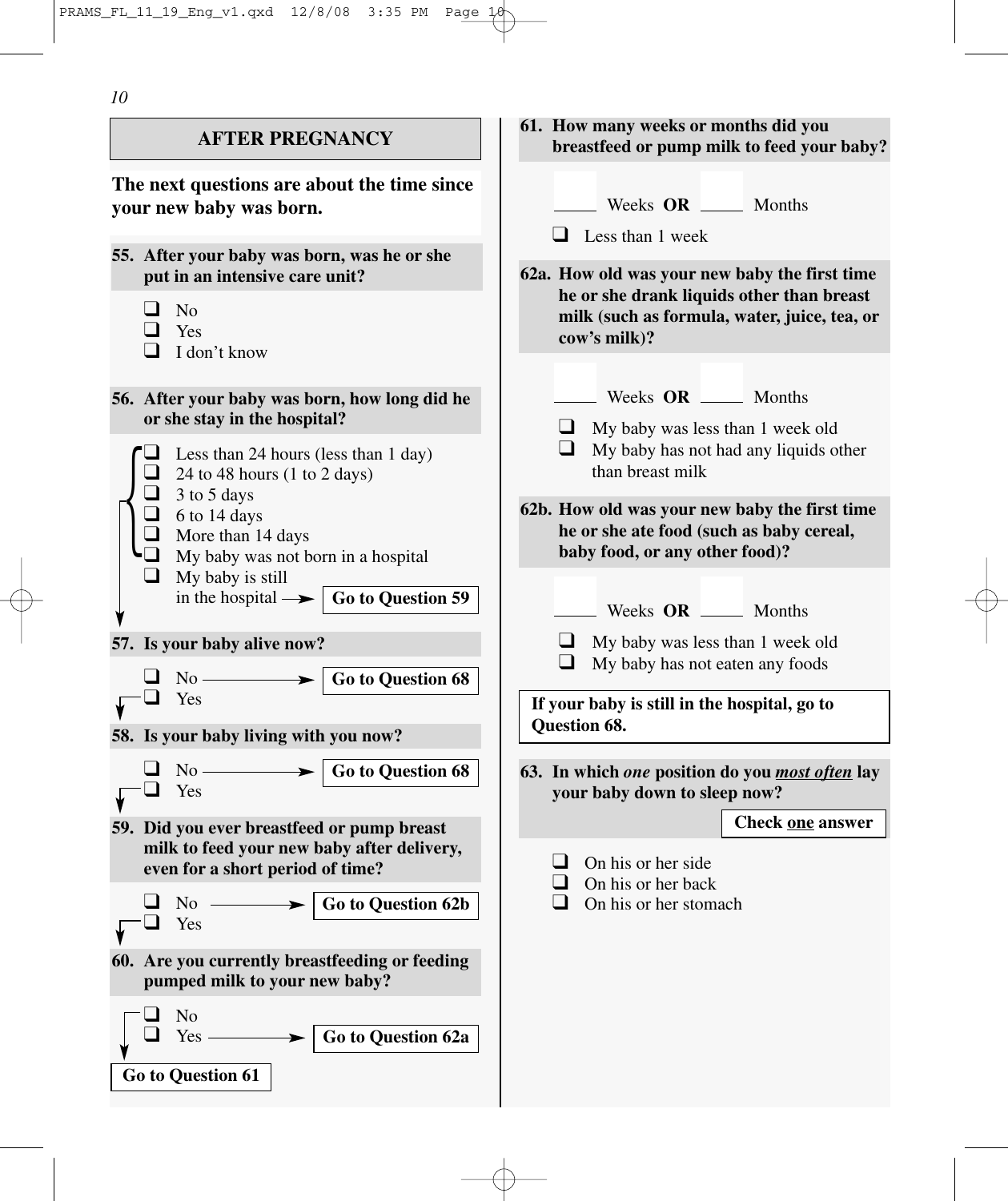## AFTER PREGNANCY

**The next questions are about the time since your new baby was born.**

**55. After your baby was born, was he or she put in an intensive care unit?**

- ❑ No
- ❑ Yes
- ❑ I don't know

**56. After your baby was born, how long did he or she stay in the hospital?**

- ❑ Less than 24 hours (less than 1 day)
- ❑ 24 to 48 hours (1 to 2 days)
- ❑ 3 to 5 days
- ❑ 6 to 14 days
- ❑ More than 14 days
- ❑ My baby was not born in a hospital
- ❑ My baby is still in the hospital → **Go to Question 59**

**57. Is your baby alive now?**

- ❑ No → **Go to Question 68**
- ❑ Yes

**58. Is your baby living with you now?**

- ❑ No → **Go to Question 68**
- ❑ Yes

**59. Did you ever breastfeed or pump breast milk to feed your new baby after delivery, even for a short period of time?**

- ❑ No → **Go to Question 62b**
- ❑ Yes

**60. Are you currently breastfeeding or feeding pumped milk to your new baby?**

- ❑ No
- ❑ Yes → **Go to Question 62a**

**Go to Question 61**

**61. How many weeks or months did you breastfeed or pump milk to feed your baby?**

_____ Weeks **OR** _____ Months

- ❑ Less than 1 week

**62a. How old was your new baby the first time he or she drank liquids other than breast milk (such as formula, water, juice, tea, or cow's milk)?**

_____ Weeks **OR** _____ Months

- ❑ My baby was less than 1 week old
- ❑ My baby has not had any liquids other than breast milk

**62b. How old was your new baby the first time he or she ate food (such as baby cereal, baby food, or any other food)?**

_____ Weeks **OR** _____ Months

- ❑ My baby was less than 1 week old
- ❑ My baby has not eaten any foods

**If your baby is still in the hospital, go to Question 68.**

**63. In which *one* position do you *most often* lay your baby down to sleep now?**

**Check one answer**

- ❑ On his or her side
- ❑ On his or her back
- ❑ On his or her stomach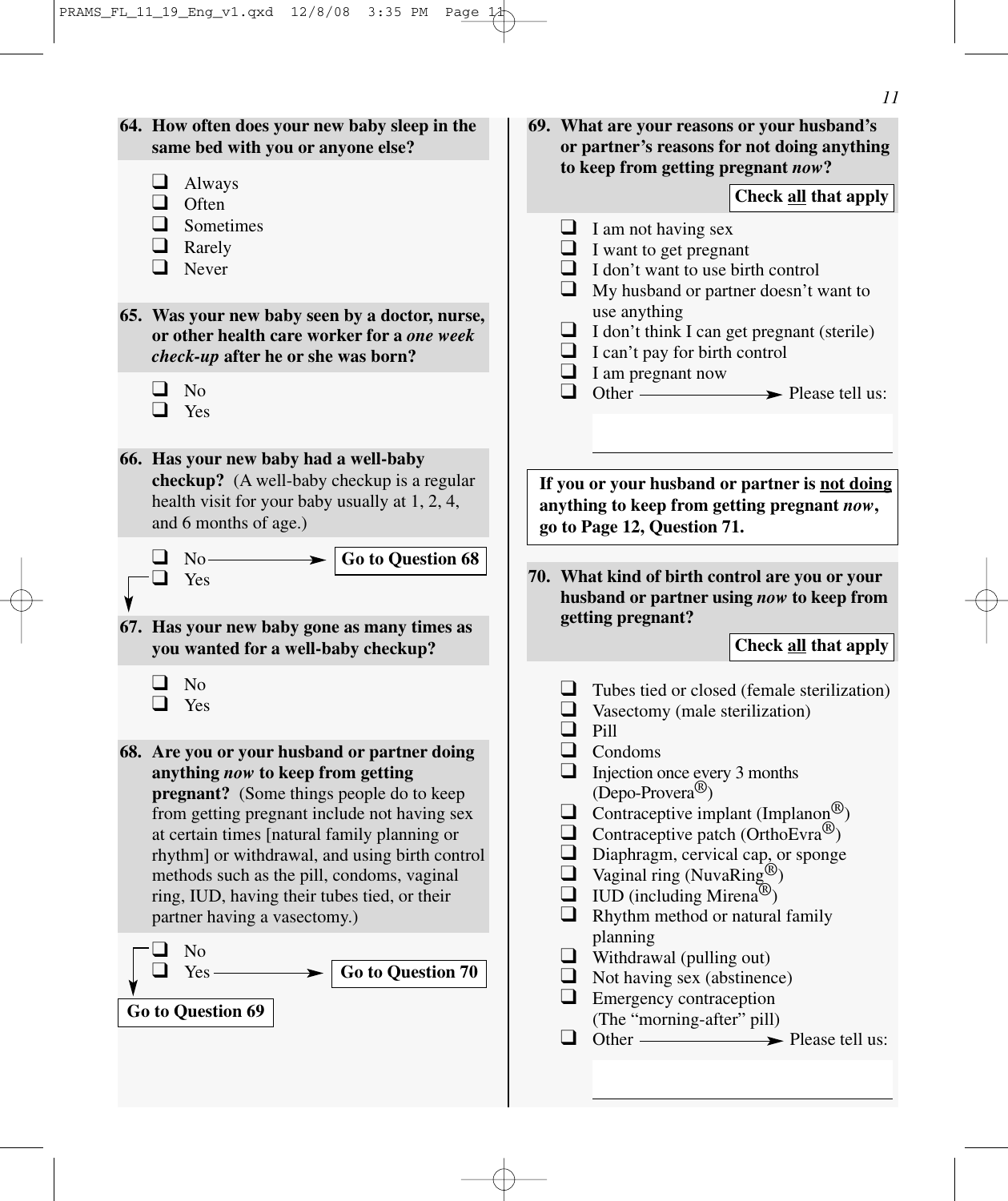**64. How often does your new baby sleep in the same bed with you or anyone else?**

- ❑ Always
- ❑ Often
- ❑ Sometimes
- ❑ Rarely
- ❑ Never

**65. Was your new baby seen by a doctor, nurse, or other health care worker for a *one week check-up* after he or she was born?**

- ❑ No
- ❑ Yes

**66. Has your new baby had a well-baby checkup?** (A well-baby checkup is a regular health visit for your baby usually at 1, 2, 4, and 6 months of age.)

- ❑ No → **Go to Question 68**
- ❑ Yes

**67. Has your new baby gone as many times as you wanted for a well-baby checkup?**

- ❑ No
- ❑ Yes

**68. Are you or your husband or partner doing anything *now* to keep from getting pregnant?** (Some things people do to keep from getting pregnant include not having sex at certain times [natural family planning or rhythm] or withdrawal, and using birth control methods such as the pill, condoms, vaginal ring, IUD, having their tubes tied, or their partner having a vasectomy.)

- ❑ No
- ❑ Yes → **Go to Question 70**

**Go to Question 69**

**69. What are your reasons or your husband's or partner's reasons for not doing anything to keep from getting pregnant *now*?**

**Check all that apply**

- ❑ I am not having sex
- ❑ I want to get pregnant
- ❑ I don't want to use birth control
- ❑ My husband or partner doesn't want to use anything
- ❑ I don't think I can get pregnant (sterile)
- ❑ I can't pay for birth control
- ❑ I am pregnant now
- ❑ Other → Please tell us: ______________________

**If you or your husband or partner is not doing anything to keep from getting pregnant *now*, go to Page 12, Question 71.**

**70. What kind of birth control are you or your husband or partner using *now* to keep from getting pregnant?**

**Check all that apply**

- ❑ Tubes tied or closed (female sterilization)
- ❑ Vasectomy (male sterilization)
- ❑ Pill
- ❑ Condoms
- ❑ Injection once every 3 months (Depo-Provera®)
- ❑ Contraceptive implant (Implanon®)
- ❑ Contraceptive patch (OrthoEvra®)
- ❑ Diaphragm, cervical cap, or sponge
- ❑ Vaginal ring (NuvaRing®)
- ❑ IUD (including Mirena®)
- ❑ Rhythm method or natural family planning
- ❑ Withdrawal (pulling out)
- ❑ Not having sex (abstinence)
- ❑ Emergency contraception (The "morning-after" pill)
- ❑ Other → Please tell us: ______________________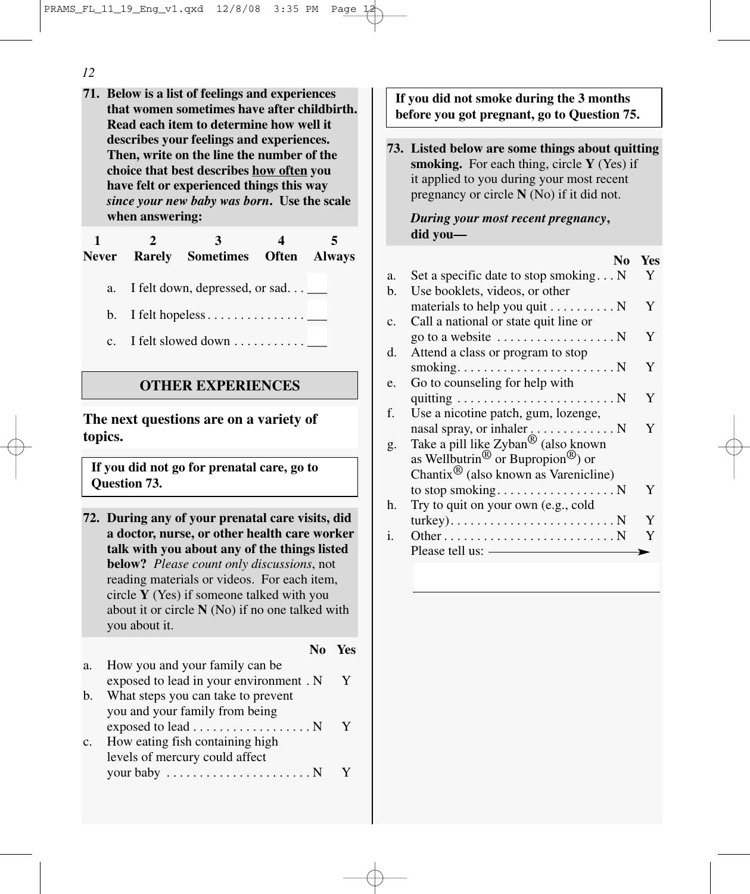**71. Below is a list of feelings and experiences that women sometimes have after childbirth. Read each item to determine how well it describes your feelings and experiences. Then, write on the line the number of the choice that best describes how often you have felt or experienced things this way *since your new baby was born*. Use the scale when answering:**

| 1 | 2 | 3 | 4 | 5 |
|---|---|---|---|---|
| Never | Rarely | Sometimes | Often | Always |

a. I felt down, depressed, or sad. . . ___

b. I felt hopeless . . . . . . . . . . . . . . . ___

c. I felt slowed down . . . . . . . . . . . ___

## OTHER EXPERIENCES

**The next questions are on a variety of topics.**

**If you did not go for prenatal care, go to Question 73.**

**72. During any of your prenatal care visits, did a doctor, nurse, or other health care worker talk with you about any of the things listed below?** *Please count only discussions*, not reading materials or videos. For each item, circle **Y** (Yes) if someone talked with you about it or circle **N** (No) if no one talked with you about it.

| | | No | Yes |
|---|---|---|---|
| a. | How you and your family can be exposed to lead in your environment | N | Y |
| b. | What steps you can take to prevent you and your family from being exposed to lead | N | Y |
| c. | How eating fish containing high levels of mercury could affect your baby | N | Y |

**If you did not smoke during the 3 months before you got pregnant, go to Question 75.**

**73. Listed below are some things about quitting smoking.** For each thing, circle **Y** (Yes) if it applied to you during your most recent pregnancy or circle **N** (No) if it did not.

***During your most recent pregnancy*, did you—**

| | | No | Yes |
|---|---|---|---|
| a. | Set a specific date to stop smoking | N | Y |
| b. | Use booklets, videos, or other materials to help you quit | N | Y |
| c. | Call a national or state quit line or go to a website | N | Y |
| d. | Attend a class or program to stop smoking | N | Y |
| e. | Go to counseling for help with quitting | N | Y |
| f. | Use a nicotine patch, gum, lozenge, nasal spray, or inhaler | N | Y |
| g. | Take a pill like Zyban® (also known as Wellbutrin® or Bupropion®) or Chantix® (also known as Varenicline) to stop smoking | N | Y |
| h. | Try to quit on your own (e.g., cold turkey) | N | Y |
| i. | Other | N | Y |

Please tell us: ______________________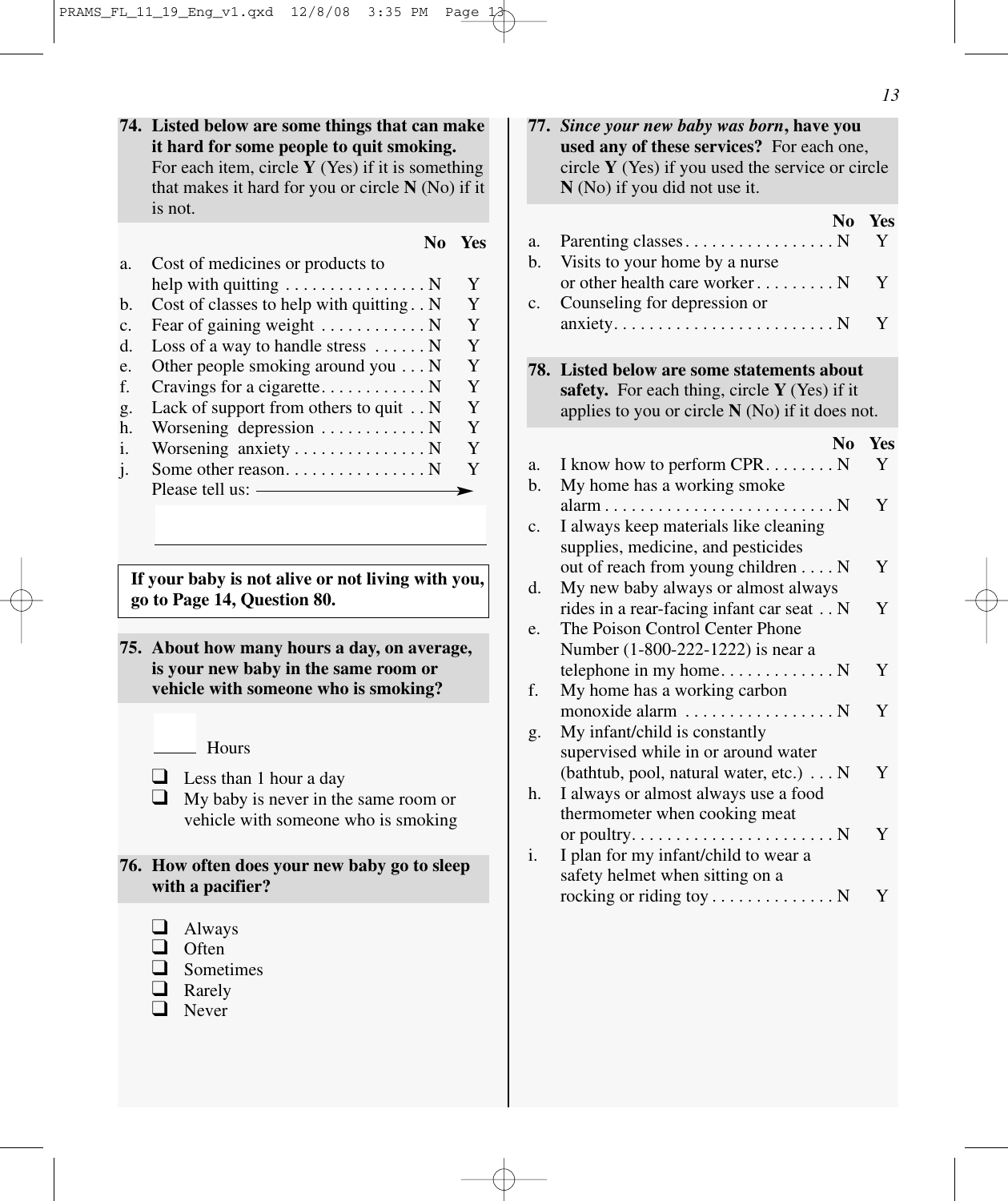**74. Listed below are some things that can make it hard for some people to quit smoking.** For each item, circle **Y** (Yes) if it is something that makes it hard for you or circle **N** (No) if it is not.

| | | No | Yes |
|---|---|---|---|
| a. | Cost of medicines or products to help with quitting | N | Y |
| b. | Cost of classes to help with quitting | N | Y |
| c. | Fear of gaining weight | N | Y |
| d. | Loss of a way to handle stress | N | Y |
| e. | Other people smoking around you | N | Y |
| f. | Cravings for a cigarette | N | Y |
| g. | Lack of support from others to quit | N | Y |
| h. | Worsening depression | N | Y |
| i. | Worsening anxiety | N | Y |
| j. | Some other reason | N | Y |

Please tell us: ➤ ______________________

**If your baby is not alive or not living with you, go to Page 14, Question 80.**

**75. About how many hours a day, on average, is your new baby in the same room or vehicle with someone who is smoking?**

___ Hours

- ❑ Less than 1 hour a day
- ❑ My baby is never in the same room or vehicle with someone who is smoking

**76. How often does your new baby go to sleep with a pacifier?**

- ❑ Always
- ❑ Often
- ❑ Sometimes
- ❑ Rarely
- ❑ Never

**77. *Since your new baby was born*, have you used any of these services?** For each one, circle **Y** (Yes) if you used the service or circle **N** (No) if you did not use it.

| | | No | Yes |
|---|---|---|---|
| a. | Parenting classes | N | Y |
| b. | Visits to your home by a nurse or other health care worker | N | Y |
| c. | Counseling for depression or anxiety | N | Y |

**78. Listed below are some statements about safety.** For each thing, circle **Y** (Yes) if it applies to you or circle **N** (No) if it does not.

| | | No | Yes |
|---|---|---|---|
| a. | I know how to perform CPR | N | Y |
| b. | My home has a working smoke alarm | N | Y |
| c. | I always keep materials like cleaning supplies, medicine, and pesticides out of reach from young children | N | Y |
| d. | My new baby always or almost always rides in a rear-facing infant car seat | N | Y |
| e. | The Poison Control Center Phone Number (1-800-222-1222) is near a telephone in my home | N | Y |
| f. | My home has a working carbon monoxide alarm | N | Y |
| g. | My infant/child is constantly supervised while in or around water (bathtub, pool, natural water, etc.) | N | Y |
| h. | I always or almost always use a food thermometer when cooking meat or poultry | N | Y |
| i. | I plan for my infant/child to wear a safety helmet when sitting on a rocking or riding toy | N | Y |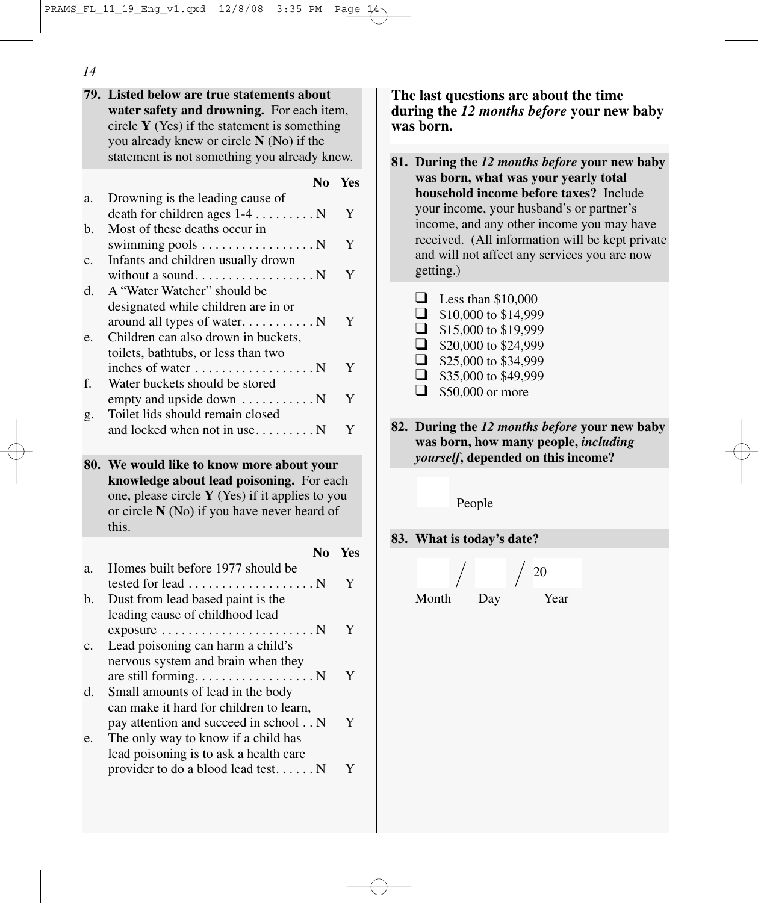**79. Listed below are true statements about water safety and drowning.** For each item, circle **Y** (Yes) if the statement is something you already knew or circle **N** (No) if the statement is not something you already knew.

| | | No | Yes |
|---|---|---|---|
| a. | Drowning is the leading cause of death for children ages 1-4 | N | Y |
| b. | Most of these deaths occur in swimming pools | N | Y |
| c. | Infants and children usually drown without a sound | N | Y |
| d. | A "Water Watcher" should be designated while children are in or around all types of water | N | Y |
| e. | Children can also drown in buckets, toilets, bathtubs, or less than two inches of water | N | Y |
| f. | Water buckets should be stored empty and upside down | N | Y |
| g. | Toilet lids should remain closed and locked when not in use | N | Y |

**80. We would like to know more about your knowledge about lead poisoning.** For each one, please circle **Y** (Yes) if it applies to you or circle **N** (No) if you have never heard of this.

| | | No | Yes |
|---|---|---|---|
| a. | Homes built before 1977 should be tested for lead | N | Y |
| b. | Dust from lead based paint is the leading cause of childhood lead exposure | N | Y |
| c. | Lead poisoning can harm a child's nervous system and brain when they are still forming | N | Y |
| d. | Small amounts of lead in the body can make it hard for children to learn, pay attention and succeed in school | N | Y |
| e. | The only way to know if a child has lead poisoning is to ask a health care provider to do a blood lead test | N | Y |

**The last questions are about the time during the *12 months before* your new baby was born.**

**81. During the *12 months before* your new baby was born, what was your yearly total household income before taxes?** Include your income, your husband's or partner's income, and any other income you may have received. (All information will be kept private and will not affect any services you are now getting.)

- ☐ Less than $10,000
- ☐ $10,000 to $14,999
- ☐ $15,000 to $19,999
- ☐ $20,000 to $24,999
- ☐ $25,000 to $34,999
- ☐ $35,000 to $49,999
- ☐ $50,000 or more

**82. During the *12 months before* your new baby was born, how many people, *including yourself*, depended on this income?**

_____ People

**83. What is today's date?**

_____ / _____ / 20_____

Month / Day / Year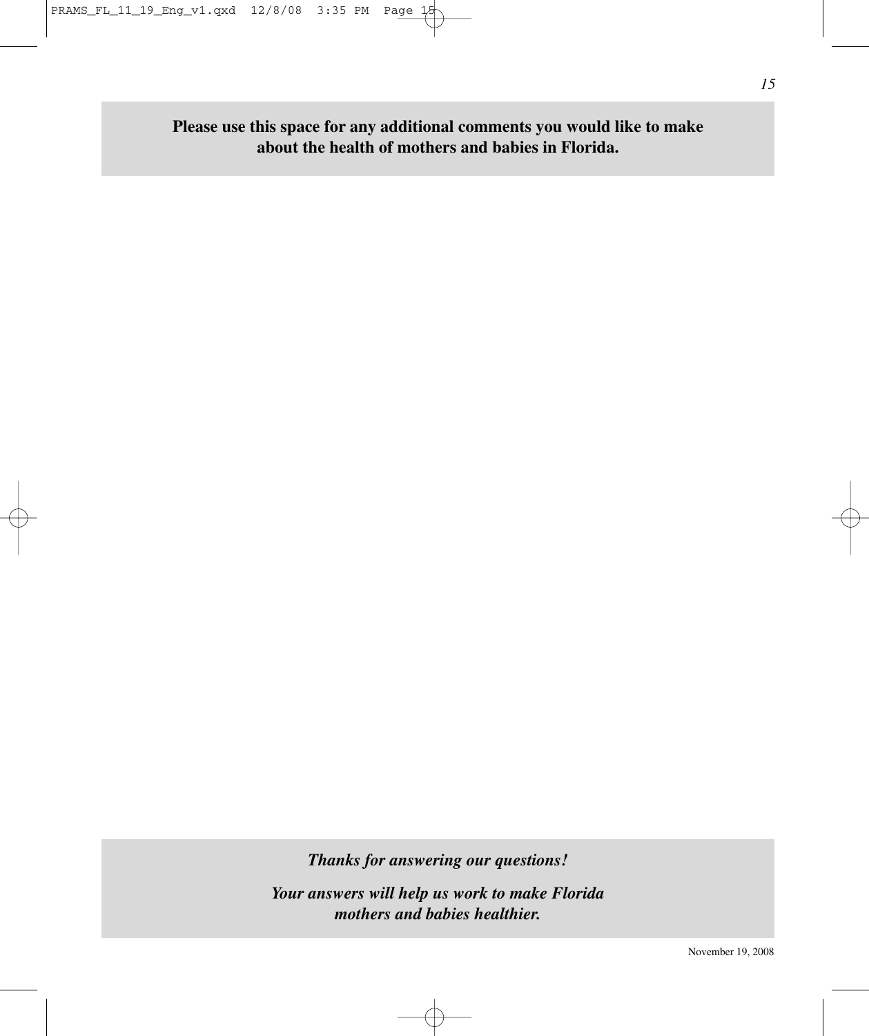**Please use this space for any additional comments you would like to make about the health of mothers and babies in Florida.**

***Thanks for answering our questions!***

***Your answers will help us work to make Florida mothers and babies healthier.***

November 19, 2008